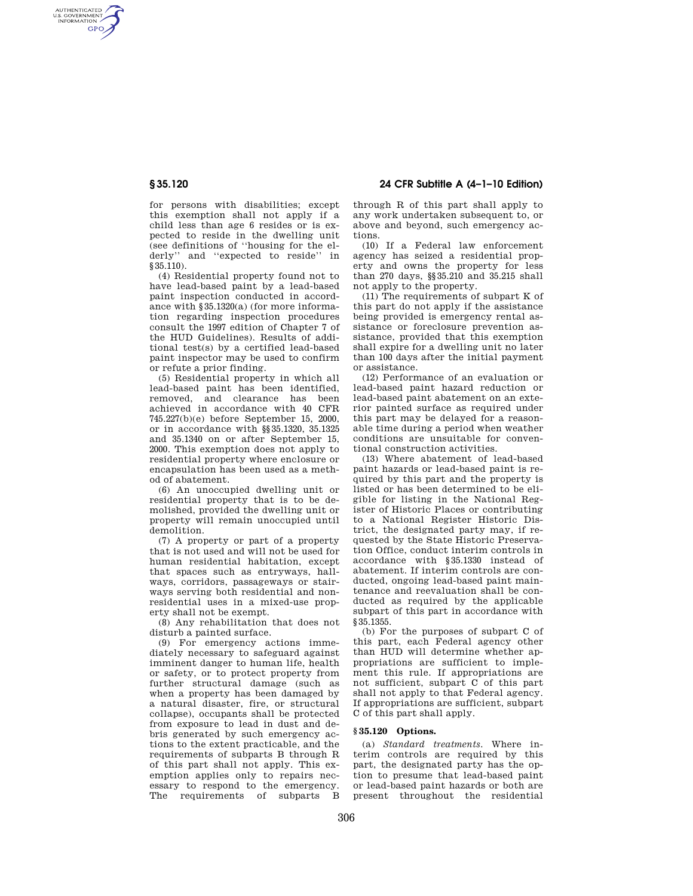for persons with disabilities; except this exemption shall not apply if a child less than age 6 resides or is expected to reside in the dwelling unit (see definitions of ''housing for the elderly'' and ''expected to reside'' in §35.110).

(4) Residential property found not to have lead-based paint by a lead-based paint inspection conducted in accordance with §35.1320(a) (for more information regarding inspection procedures consult the 1997 edition of Chapter 7 of the HUD Guidelines). Results of additional test(s) by a certified lead-based paint inspector may be used to confirm or refute a prior finding.

(5) Residential property in which all lead-based paint has been identified, removed, and clearance has been achieved in accordance with 40 CFR 745.227(b)(e) before September 15, 2000, or in accordance with §§35.1320, 35.1325 and 35.1340 on or after September 15, 2000. This exemption does not apply to residential property where enclosure or encapsulation has been used as a method of abatement.

(6) An unoccupied dwelling unit or residential property that is to be demolished, provided the dwelling unit or property will remain unoccupied until demolition.

(7) A property or part of a property that is not used and will not be used for human residential habitation, except that spaces such as entryways, hallways, corridors, passageways or stairways serving both residential and nonresidential uses in a mixed-use property shall not be exempt.

(8) Any rehabilitation that does not disturb a painted surface.

(9) For emergency actions immediately necessary to safeguard against imminent danger to human life, health or safety, or to protect property from further structural damage (such as when a property has been damaged by a natural disaster, fire, or structural collapse), occupants shall be protected from exposure to lead in dust and debris generated by such emergency actions to the extent practicable, and the requirements of subparts B through R of this part shall not apply. This exemption applies only to repairs necessary to respond to the emergency. The requirements of subparts B through R of this part shall apply to any work undertaken subsequent to, or above and beyond, such emergency actions.

(10) If a Federal law enforcement agency has seized a residential property and owns the property for less than 270 days, §§35.210 and 35.215 shall not apply to the property.

(11) The requirements of subpart K of this part do not apply if the assistance being provided is emergency rental assistance or foreclosure prevention assistance, provided that this exemption shall expire for a dwelling unit no later than 100 days after the initial payment or assistance.

(12) Performance of an evaluation or lead-based paint hazard reduction or lead-based paint abatement on an exterior painted surface as required under this part may be delayed for a reasonable time during a period when weather conditions are unsuitable for conventional construction activities.

(13) Where abatement of lead-based paint hazards or lead-based paint is required by this part and the property is listed or has been determined to be eligible for listing in the National Register of Historic Places or contributing to a National Register Historic District, the designated party may, if requested by the State Historic Preservation Office, conduct interim controls in accordance with §35.1330 instead of abatement. If interim controls are conducted, ongoing lead-based paint maintenance and reevaluation shall be conducted as required by the applicable subpart of this part in accordance with §35.1355.

(b) For the purposes of subpart C of this part, each Federal agency other than HUD will determine whether appropriations are sufficient to implement this rule. If appropriations are not sufficient, subpart C of this part shall not apply to that Federal agency. If appropriations are sufficient, subpart C of this part shall apply.

### §35.120 Options.

(a) *Standard treatments.* Where interim controls are required by this part, the designated party has the option to presume that lead-based paint or lead-based paint hazards or both are present throughout the residential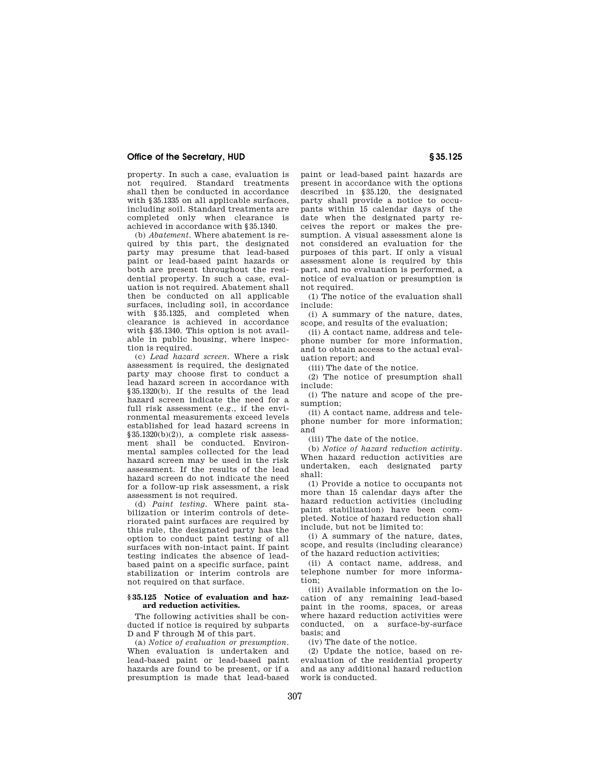property. In such a case, evaluation is not required. Standard treatments shall then be conducted in accordance with §35.1335 on all applicable surfaces, including soil. Standard treatments are completed only when clearance is achieved in accordance with §35.1340.

(b) *Abatement*. Where abatement is required by this part, the designated party may presume that lead-based paint or lead-based paint hazards or both are present throughout the residential property. In such a case, evaluation is not required. Abatement shall then be conducted on all applicable surfaces, including soil, in accordance with §35.1325, and completed when clearance is achieved in accordance with §35.1340. This option is not available in public housing, where inspection is required.

(c) *Lead hazard screen*. Where a risk assessment is required, the designated party may choose first to conduct a lead hazard screen in accordance with §35.1320(b). If the results of the lead hazard screen indicate the need for a full risk assessment (e.g., if the environmental measurements exceed levels established for lead hazard screens in §35.1320(b)(2)), a complete risk assessment shall be conducted. Environmental samples collected for the lead hazard screen may be used in the risk assessment. If the results of the lead hazard screen do not indicate the need for a follow-up risk assessment, a risk assessment is not required.

(d) *Paint testing*. Where paint stabilization or interim controls of deteriorated paint surfaces are required by this rule, the designated party has the option to conduct paint testing of all surfaces with non-intact paint. If paint testing indicates the absence of lead-based paint on a specific surface, paint stabilization or interim controls are not required on that surface.

### §35.125 Notice of evaluation and hazard reduction activities.

The following activities shall be conducted if notice is required by subparts D and F through M of this part.

(a) *Notice of evaluation or presumption*. When evaluation is undertaken and lead-based paint or lead-based paint hazards are found to be present, or if a presumption is made that lead-based paint or lead-based paint hazards are present in accordance with the options described in §35.120, the designated party shall provide a notice to occupants within 15 calendar days of the date when the designated party receives the report or makes the presumption. A visual assessment alone is not considered an evaluation for the purposes of this part. If only a visual assessment alone is required by this part, and no evaluation is performed, a notice of evaluation or presumption is not required.

(1) The notice of the evaluation shall include:

(i) A summary of the nature, dates, scope, and results of the evaluation;

(ii) A contact name, address and telephone number for more information, and to obtain access to the actual evaluation report; and

(iii) The date of the notice.

(2) The notice of presumption shall include:

(i) The nature and scope of the presumption;

(ii) A contact name, address and telephone number for more information; and

(iii) The date of the notice.

(b) *Notice of hazard reduction activity*. When hazard reduction activities are undertaken, each designated party shall:

(1) Provide a notice to occupants not more than 15 calendar days after the hazard reduction activities (including paint stabilization) have been completed. Notice of hazard reduction shall include, but not be limited to:

(i) A summary of the nature, dates, scope, and results (including clearance) of the hazard reduction activities;

(ii) A contact name, address, and telephone number for more information;

(iii) Available information on the location of any remaining lead-based paint in the rooms, spaces, or areas where hazard reduction activities were conducted, on a surface-by-surface basis; and

(iv) The date of the notice.

(2) Update the notice, based on reevaluation of the residential property and as any additional hazard reduction work is conducted.